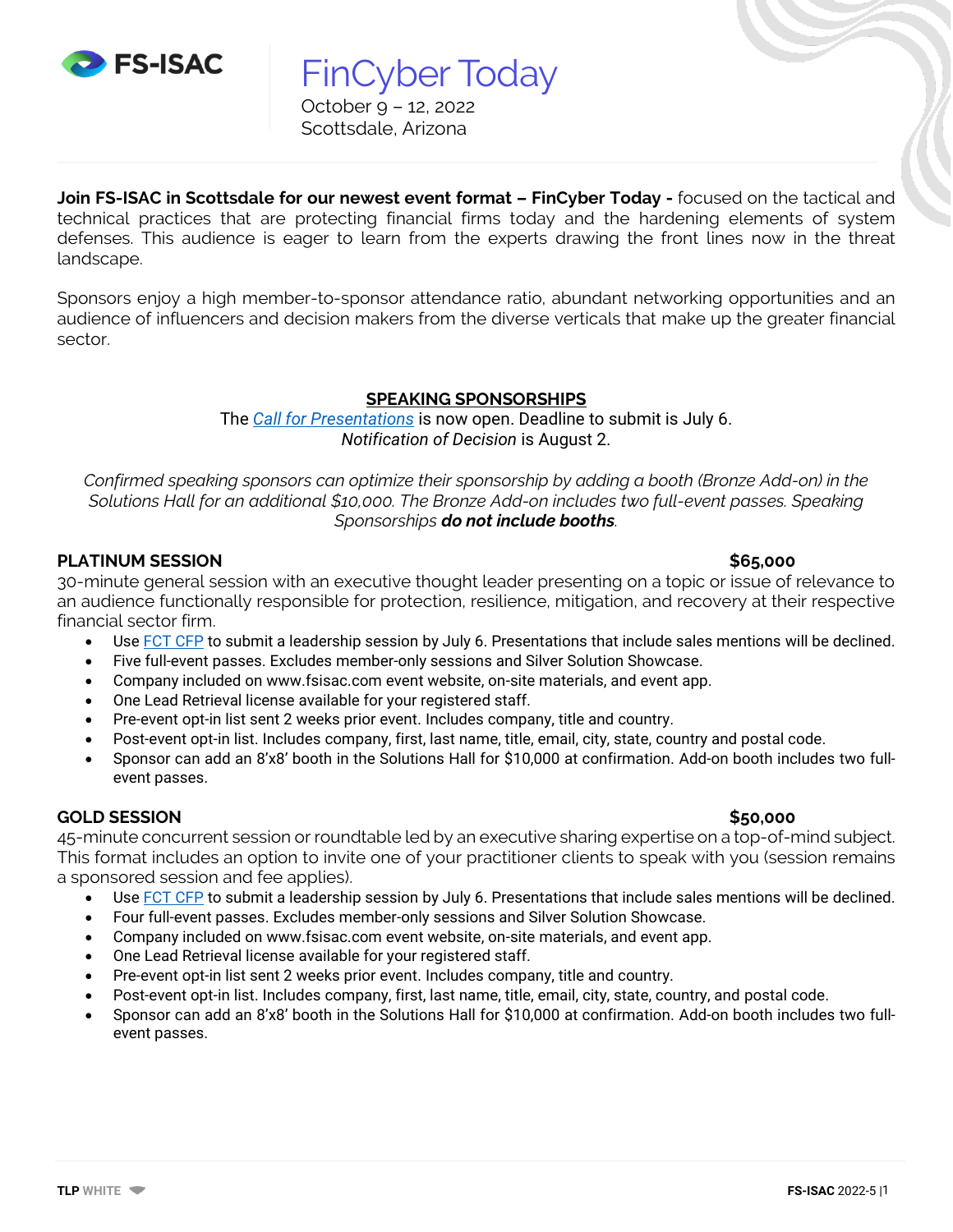FS-ISAC

# FinCyber Today

October 9 – 12, 2022
Scottsdale, Arizona

**Join FS-ISAC in Scottsdale for our newest event format – FinCyber Today -** focused on the tactical and technical practices that are protecting financial firms today and the hardening elements of system defenses. This audience is eager to learn from the experts drawing the front lines now in the threat landscape.

Sponsors enjoy a high member-to-sponsor attendance ratio, abundant networking opportunities and an audience of influencers and decision makers from the diverse verticals that make up the greater financial sector.

## SPEAKING SPONSORSHIPS

The *Call for Presentations* is now open. Deadline to submit is July 6.
*Notification of Decision* is August 2.

*Confirmed speaking sponsors can optimize their sponsorship by adding a booth (Bronze Add-on) in the Solutions Hall for an additional $10,000. The Bronze Add-on includes two full-event passes. Speaking Sponsorships **do not include booths**.*

### PLATINUM SESSION — $65,000

30-minute general session with an executive thought leader presenting on a topic or issue of relevance to an audience functionally responsible for protection, resilience, mitigation, and recovery at their respective financial sector firm.

- Use FCT CFP to submit a leadership session by July 6. Presentations that include sales mentions will be declined.
- Five full-event passes. Excludes member-only sessions and Silver Solution Showcase.
- Company included on www.fsisac.com event website, on-site materials, and event app.
- One Lead Retrieval license available for your registered staff.
- Pre-event opt-in list sent 2 weeks prior event. Includes company, title and country.
- Post-event opt-in list. Includes company, first, last name, title, email, city, state, country and postal code.
- Sponsor can add an 8'x8' booth in the Solutions Hall for $10,000 at confirmation. Add-on booth includes two full-event passes.

### GOLD SESSION — $50,000

45-minute concurrent session or roundtable led by an executive sharing expertise on a top-of-mind subject. This format includes an option to invite one of your practitioner clients to speak with you (session remains a sponsored session and fee applies).

- Use FCT CFP to submit a leadership session by July 6. Presentations that include sales mentions will be declined.
- Four full-event passes. Excludes member-only sessions and Silver Solution Showcase.
- Company included on www.fsisac.com event website, on-site materials, and event app.
- One Lead Retrieval license available for your registered staff.
- Pre-event opt-in list sent 2 weeks prior event. Includes company, title and country.
- Post-event opt-in list. Includes company, first, last name, title, email, city, state, country, and postal code.
- Sponsor can add an 8'x8' booth in the Solutions Hall for $10,000 at confirmation. Add-on booth includes two full-event passes.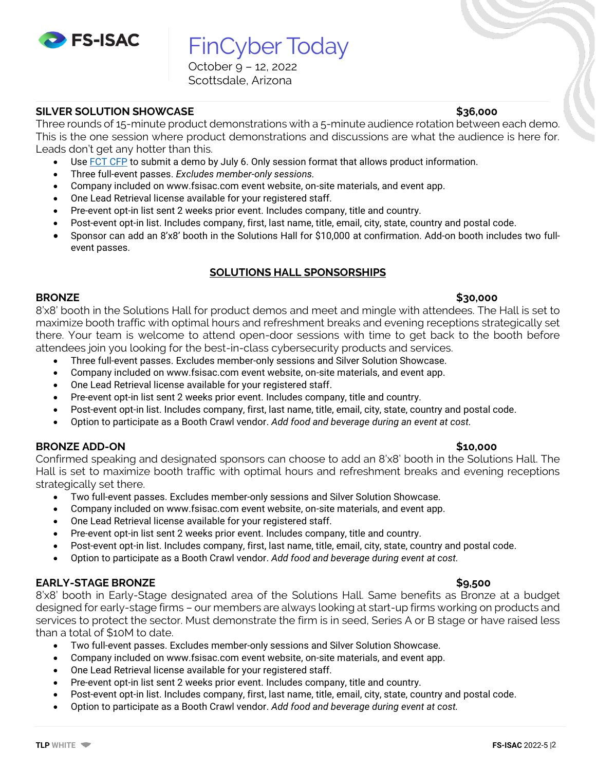## SILVER SOLUTION SHOWCASE — $36,000

Three rounds of 15-minute product demonstrations with a 5-minute audience rotation between each demo. This is the one session where product demonstrations and discussions are what the audience is here for. Leads don't get any hotter than this.

- Use FCT CFP to submit a demo by July 6. Only session format that allows product information.
- Three full-event passes. *Excludes member-only sessions.*
- Company included on www.fsisac.com event website, on-site materials, and event app.
- One Lead Retrieval license available for your registered staff.
- Pre-event opt-in list sent 2 weeks prior event. Includes company, title and country.
- Post-event opt-in list. Includes company, first, last name, title, email, city, state, country and postal code.
- Sponsor can add an 8'x8' booth in the Solutions Hall for $10,000 at confirmation. Add-on booth includes two full-event passes.

## SOLUTIONS HALL SPONSORSHIPS

### BRONZE — $30,000

8'x8' booth in the Solutions Hall for product demos and meet and mingle with attendees. The Hall is set to maximize booth traffic with optimal hours and refreshment breaks and evening receptions strategically set there. Your team is welcome to attend open-door sessions with time to get back to the booth before attendees join you looking for the best-in-class cybersecurity products and services.

- Three full-event passes. Excludes member-only sessions and Silver Solution Showcase.
- Company included on www.fsisac.com event website, on-site materials, and event app.
- One Lead Retrieval license available for your registered staff.
- Pre-event opt-in list sent 2 weeks prior event. Includes company, title and country.
- Post-event opt-in list. Includes company, first, last name, title, email, city, state, country and postal code.
- Option to participate as a Booth Crawl vendor. *Add food and beverage during an event at cost.*

### BRONZE ADD-ON — $10,000

Confirmed speaking and designated sponsors can choose to add an 8'x8' booth in the Solutions Hall. The Hall is set to maximize booth traffic with optimal hours and refreshment breaks and evening receptions strategically set there.

- Two full-event passes. Excludes member-only sessions and Silver Solution Showcase.
- Company included on www.fsisac.com event website, on-site materials, and event app.
- One Lead Retrieval license available for your registered staff.
- Pre-event opt-in list sent 2 weeks prior event. Includes company, title and country.
- Post-event opt-in list. Includes company, first, last name, title, email, city, state, country and postal code.
- Option to participate as a Booth Crawl vendor. *Add food and beverage during event at cost.*

### EARLY-STAGE BRONZE — $9,500

8'x8' booth in Early-Stage designated area of the Solutions Hall. Same benefits as Bronze at a budget designed for early-stage firms – our members are always looking at start-up firms working on products and services to protect the sector. Must demonstrate the firm is in seed, Series A or B stage or have raised less than a total of $10M to date.

- Two full-event passes. Excludes member-only sessions and Silver Solution Showcase.
- Company included on www.fsisac.com event website, on-site materials, and event app.
- One Lead Retrieval license available for your registered staff.
- Pre-event opt-in list sent 2 weeks prior event. Includes company, title and country.
- Post-event opt-in list. Includes company, first, last name, title, email, city, state, country and postal code.
- Option to participate as a Booth Crawl vendor. *Add food and beverage during event at cost.*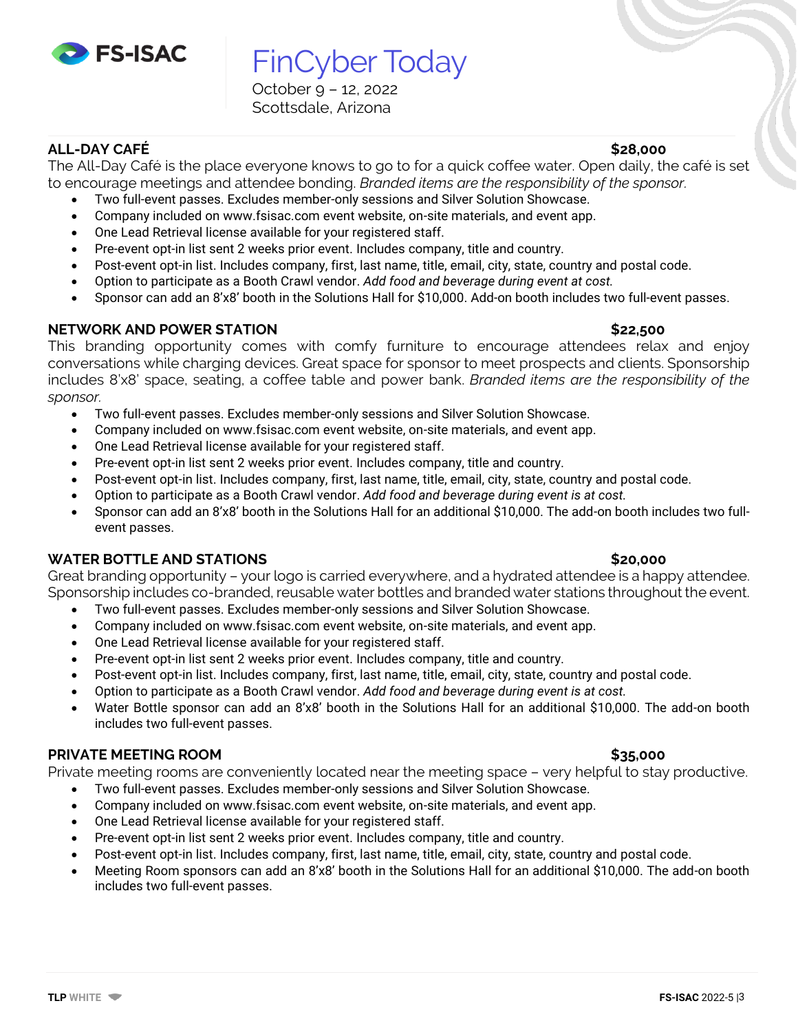# FinCyber Today

October 9 – 12, 2022
Scottsdale, Arizona

## ALL-DAY CAFÉ — $28,000

The All-Day Café is the place everyone knows to go to for a quick coffee water. Open daily, the café is set to encourage meetings and attendee bonding. *Branded items are the responsibility of the sponsor.*

- Two full-event passes. Excludes member-only sessions and Silver Solution Showcase.
- Company included on www.fsisac.com event website, on-site materials, and event app.
- One Lead Retrieval license available for your registered staff.
- Pre-event opt-in list sent 2 weeks prior event. Includes company, title and country.
- Post-event opt-in list. Includes company, first, last name, title, email, city, state, country and postal code.
- Option to participate as a Booth Crawl vendor. *Add food and beverage during event at cost.*
- Sponsor can add an 8'x8' booth in the Solutions Hall for $10,000. Add-on booth includes two full-event passes.

## NETWORK AND POWER STATION — $22,500

This branding opportunity comes with comfy furniture to encourage attendees relax and enjoy conversations while charging devices. Great space for sponsor to meet prospects and clients. Sponsorship includes 8'x8' space, seating, a coffee table and power bank. *Branded items are the responsibility of the sponsor.*

- Two full-event passes. Excludes member-only sessions and Silver Solution Showcase.
- Company included on www.fsisac.com event website, on-site materials, and event app.
- One Lead Retrieval license available for your registered staff.
- Pre-event opt-in list sent 2 weeks prior event. Includes company, title and country.
- Post-event opt-in list. Includes company, first, last name, title, email, city, state, country and postal code.
- Option to participate as a Booth Crawl vendor. *Add food and beverage during event is at cost.*
- Sponsor can add an 8'x8' booth in the Solutions Hall for an additional $10,000. The add-on booth includes two full-event passes.

## WATER BOTTLE AND STATIONS — $20,000

Great branding opportunity – your logo is carried everywhere, and a hydrated attendee is a happy attendee. Sponsorship includes co-branded, reusable water bottles and branded water stations throughout the event.

- Two full-event passes. Excludes member-only sessions and Silver Solution Showcase.
- Company included on www.fsisac.com event website, on-site materials, and event app.
- One Lead Retrieval license available for your registered staff.
- Pre-event opt-in list sent 2 weeks prior event. Includes company, title and country.
- Post-event opt-in list. Includes company, first, last name, title, email, city, state, country and postal code.
- Option to participate as a Booth Crawl vendor. *Add food and beverage during event is at cost.*
- Water Bottle sponsor can add an 8'x8' booth in the Solutions Hall for an additional $10,000. The add-on booth includes two full-event passes.

## PRIVATE MEETING ROOM — $35,000

Private meeting rooms are conveniently located near the meeting space – very helpful to stay productive.

- Two full-event passes. Excludes member-only sessions and Silver Solution Showcase.
- Company included on www.fsisac.com event website, on-site materials, and event app.
- One Lead Retrieval license available for your registered staff.
- Pre-event opt-in list sent 2 weeks prior event. Includes company, title and country.
- Post-event opt-in list. Includes company, first, last name, title, email, city, state, country and postal code.
- Meeting Room sponsors can add an 8'x8' booth in the Solutions Hall for an additional $10,000. The add-on booth includes two full-event passes.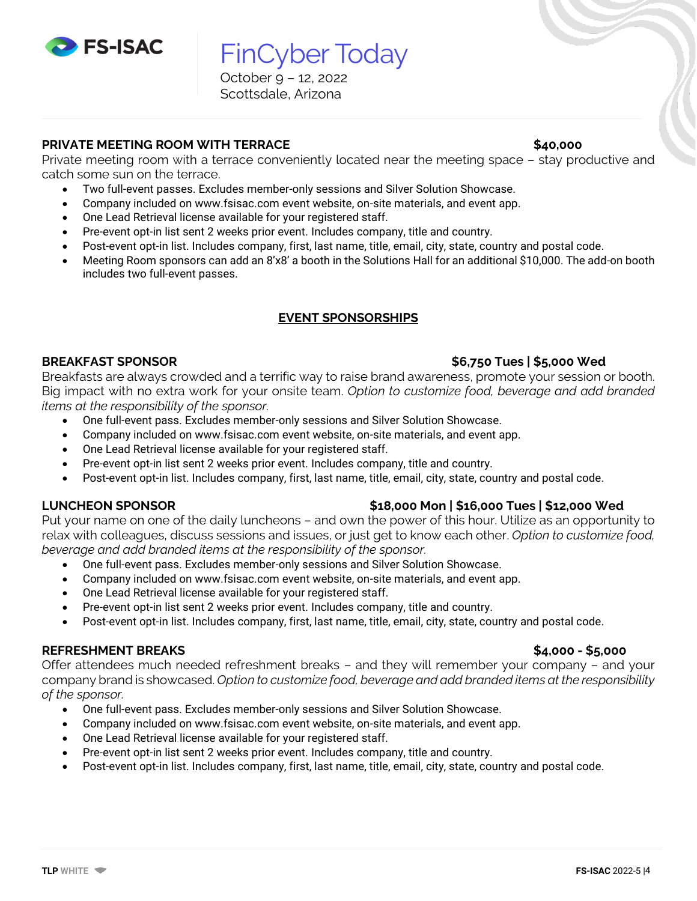FS-ISAC

# FinCyber Today

October 9 – 12, 2022
Scottsdale, Arizona

### PRIVATE MEETING ROOM WITH TERRACE — $40,000

Private meeting room with a terrace conveniently located near the meeting space – stay productive and catch some sun on the terrace.

- Two full-event passes. Excludes member-only sessions and Silver Solution Showcase.
- Company included on www.fsisac.com event website, on-site materials, and event app.
- One Lead Retrieval license available for your registered staff.
- Pre-event opt-in list sent 2 weeks prior event. Includes company, title and country.
- Post-event opt-in list. Includes company, first, last name, title, email, city, state, country and postal code.
- Meeting Room sponsors can add an 8'x8' a booth in the Solutions Hall for an additional $10,000. The add-on booth includes two full-event passes.

## EVENT SPONSORSHIPS

### BREAKFAST SPONSOR — $6,750 Tues | $5,000 Wed

Breakfasts are always crowded and a terrific way to raise brand awareness, promote your session or booth. Big impact with no extra work for your onsite team. *Option to customize food, beverage and add branded items at the responsibility of the sponsor.*

- One full-event pass. Excludes member-only sessions and Silver Solution Showcase.
- Company included on www.fsisac.com event website, on-site materials, and event app.
- One Lead Retrieval license available for your registered staff.
- Pre-event opt-in list sent 2 weeks prior event. Includes company, title and country.
- Post-event opt-in list. Includes company, first, last name, title, email, city, state, country and postal code.

### LUNCHEON SPONSOR — $18,000 Mon | $16,000 Tues | $12,000 Wed

Put your name on one of the daily luncheons – and own the power of this hour. Utilize as an opportunity to relax with colleagues, discuss sessions and issues, or just get to know each other. *Option to customize food, beverage and add branded items at the responsibility of the sponsor.*

- One full-event pass. Excludes member-only sessions and Silver Solution Showcase.
- Company included on www.fsisac.com event website, on-site materials, and event app.
- One Lead Retrieval license available for your registered staff.
- Pre-event opt-in list sent 2 weeks prior event. Includes company, title and country.
- Post-event opt-in list. Includes company, first, last name, title, email, city, state, country and postal code.

### REFRESHMENT BREAKS — $4,000 - $5,000

Offer attendees much needed refreshment breaks – and they will remember your company – and your company brand is showcased. *Option to customize food, beverage and add branded items at the responsibility of the sponsor.*

- One full-event pass. Excludes member-only sessions and Silver Solution Showcase.
- Company included on www.fsisac.com event website, on-site materials, and event app.
- One Lead Retrieval license available for your registered staff.
- Pre-event opt-in list sent 2 weeks prior event. Includes company, title and country.
- Post-event opt-in list. Includes company, first, last name, title, email, city, state, country and postal code.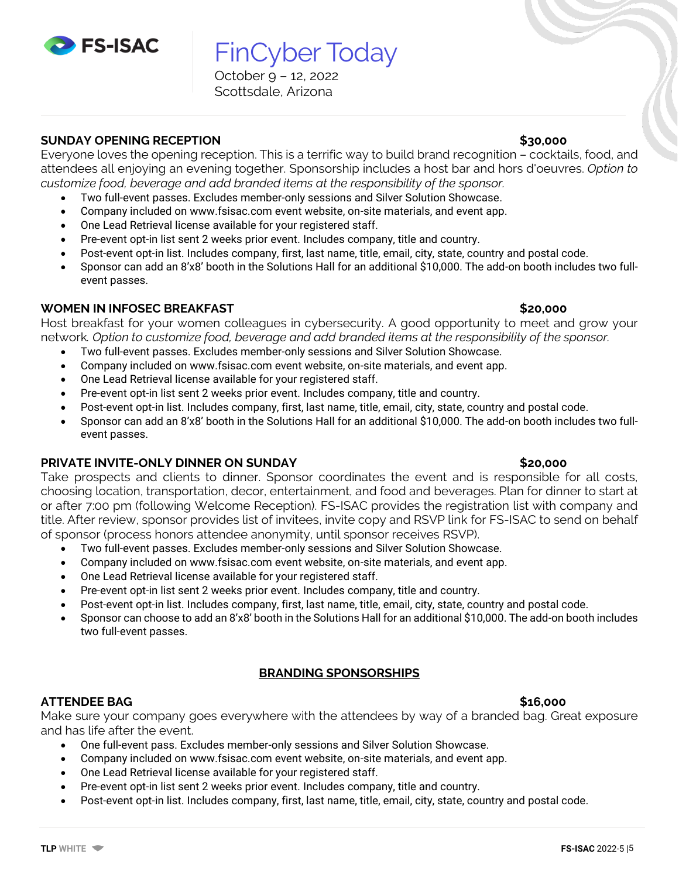FS-ISAC

# FinCyber Today

October 9 – 12, 2022
Scottsdale, Arizona

### SUNDAY OPENING RECEPTION $30,000

Everyone loves the opening reception. This is a terrific way to build brand recognition – cocktails, food, and attendees all enjoying an evening together. Sponsorship includes a host bar and hors d'oeuvres. *Option to customize food, beverage and add branded items at the responsibility of the sponsor.*

- Two full-event passes. Excludes member-only sessions and Silver Solution Showcase.
- Company included on www.fsisac.com event website, on-site materials, and event app.
- One Lead Retrieval license available for your registered staff.
- Pre-event opt-in list sent 2 weeks prior event. Includes company, title and country.
- Post-event opt-in list. Includes company, first, last name, title, email, city, state, country and postal code.
- Sponsor can add an 8'x8' booth in the Solutions Hall for an additional $10,000. The add-on booth includes two full-event passes.

### WOMEN IN INFOSEC BREAKFAST $20,000

Host breakfast for your women colleagues in cybersecurity. A good opportunity to meet and grow your network. *Option to customize food, beverage and add branded items at the responsibility of the sponsor.*

- Two full-event passes. Excludes member-only sessions and Silver Solution Showcase.
- Company included on www.fsisac.com event website, on-site materials, and event app.
- One Lead Retrieval license available for your registered staff.
- Pre-event opt-in list sent 2 weeks prior event. Includes company, title and country.
- Post-event opt-in list. Includes company, first, last name, title, email, city, state, country and postal code.
- Sponsor can add an 8'x8' booth in the Solutions Hall for an additional $10,000. The add-on booth includes two full-event passes.

### PRIVATE INVITE-ONLY DINNER ON SUNDAY $20,000

Take prospects and clients to dinner. Sponsor coordinates the event and is responsible for all costs, choosing location, transportation, decor, entertainment, and food and beverages. Plan for dinner to start at or after 7:00 pm (following Welcome Reception). FS-ISAC provides the registration list with company and title. After review, sponsor provides list of invitees, invite copy and RSVP link for FS-ISAC to send on behalf of sponsor (process honors attendee anonymity, until sponsor receives RSVP).

- Two full-event passes. Excludes member-only sessions and Silver Solution Showcase.
- Company included on www.fsisac.com event website, on-site materials, and event app.
- One Lead Retrieval license available for your registered staff.
- Pre-event opt-in list sent 2 weeks prior event. Includes company, title and country.
- Post-event opt-in list. Includes company, first, last name, title, email, city, state, country and postal code.
- Sponsor can choose to add an 8'x8' booth in the Solutions Hall for an additional $10,000. The add-on booth includes two full-event passes.

## BRANDING SPONSORSHIPS

### ATTENDEE BAG $16,000

Make sure your company goes everywhere with the attendees by way of a branded bag. Great exposure and has life after the event.

- One full-event pass. Excludes member-only sessions and Silver Solution Showcase.
- Company included on www.fsisac.com event website, on-site materials, and event app.
- One Lead Retrieval license available for your registered staff.
- Pre-event opt-in list sent 2 weeks prior event. Includes company, title and country.
- Post-event opt-in list. Includes company, first, last name, title, email, city, state, country and postal code.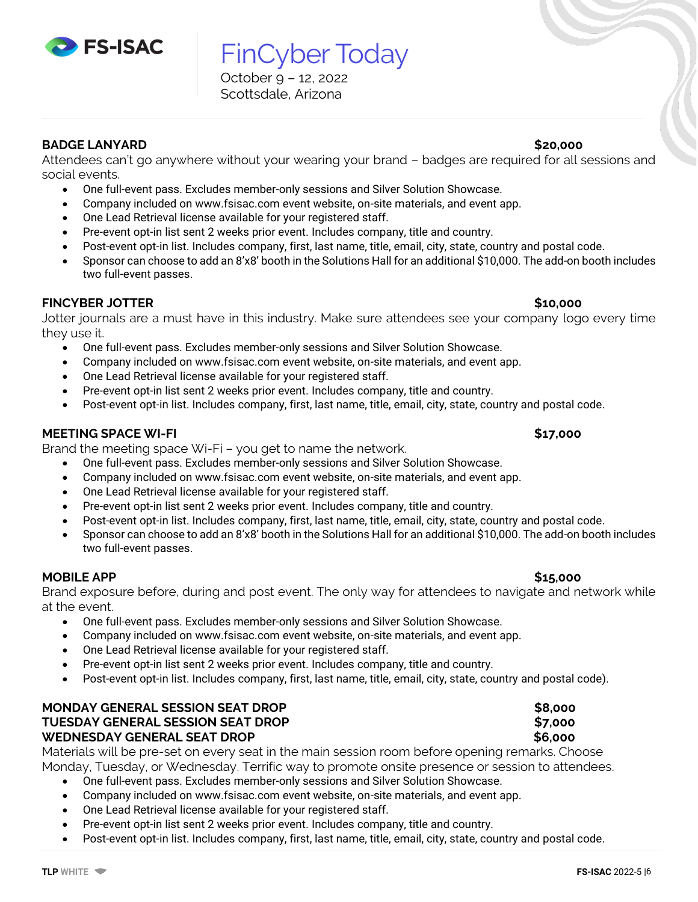# FinCyber Today

October 9 – 12, 2022
Scottsdale, Arizona

## BADGE LANYARD — $20,000

Attendees can't go anywhere without your wearing your brand – badges are required for all sessions and social events.

- One full-event pass. Excludes member-only sessions and Silver Solution Showcase.
- Company included on www.fsisac.com event website, on-site materials, and event app.
- One Lead Retrieval license available for your registered staff.
- Pre-event opt-in list sent 2 weeks prior event. Includes company, title and country.
- Post-event opt-in list. Includes company, first, last name, title, email, city, state, country and postal code.
- Sponsor can choose to add an 8'x8' booth in the Solutions Hall for an additional $10,000. The add-on booth includes two full-event passes.

## FINCYBER JOTTER — $10,000

Jotter journals are a must have in this industry. Make sure attendees see your company logo every time they use it.

- One full-event pass. Excludes member-only sessions and Silver Solution Showcase.
- Company included on www.fsisac.com event website, on-site materials, and event app.
- One Lead Retrieval license available for your registered staff.
- Pre-event opt-in list sent 2 weeks prior event. Includes company, title and country.
- Post-event opt-in list. Includes company, first, last name, title, email, city, state, country and postal code.

## MEETING SPACE WI-FI — $17,000

Brand the meeting space Wi-Fi – you get to name the network.

- One full-event pass. Excludes member-only sessions and Silver Solution Showcase.
- Company included on www.fsisac.com event website, on-site materials, and event app.
- One Lead Retrieval license available for your registered staff.
- Pre-event opt-in list sent 2 weeks prior event. Includes company, title and country.
- Post-event opt-in list. Includes company, first, last name, title, email, city, state, country and postal code.
- Sponsor can choose to add an 8'x8' booth in the Solutions Hall for an additional $10,000. The add-on booth includes two full-event passes.

## MOBILE APP — $15,000

Brand exposure before, during and post event. The only way for attendees to navigate and network while at the event.

- One full-event pass. Excludes member-only sessions and Silver Solution Showcase.
- Company included on www.fsisac.com event website, on-site materials, and event app.
- One Lead Retrieval license available for your registered staff.
- Pre-event opt-in list sent 2 weeks prior event. Includes company, title and country.
- Post-event opt-in list. Includes company, first, last name, title, email, city, state, country and postal code).

## MONDAY GENERAL SESSION SEAT DROP — $8,000
## TUESDAY GENERAL SESSION SEAT DROP — $7,000
## WEDNESDAY GENERAL SEAT DROP — $6,000

Materials will be pre-set on every seat in the main session room before opening remarks. Choose Monday, Tuesday, or Wednesday. Terrific way to promote onsite presence or session to attendees.

- One full-event pass. Excludes member-only sessions and Silver Solution Showcase.
- Company included on www.fsisac.com event website, on-site materials, and event app.
- One Lead Retrieval license available for your registered staff.
- Pre-event opt-in list sent 2 weeks prior event. Includes company, title and country.
- Post-event opt-in list. Includes company, first, last name, title, email, city, state, country and postal code.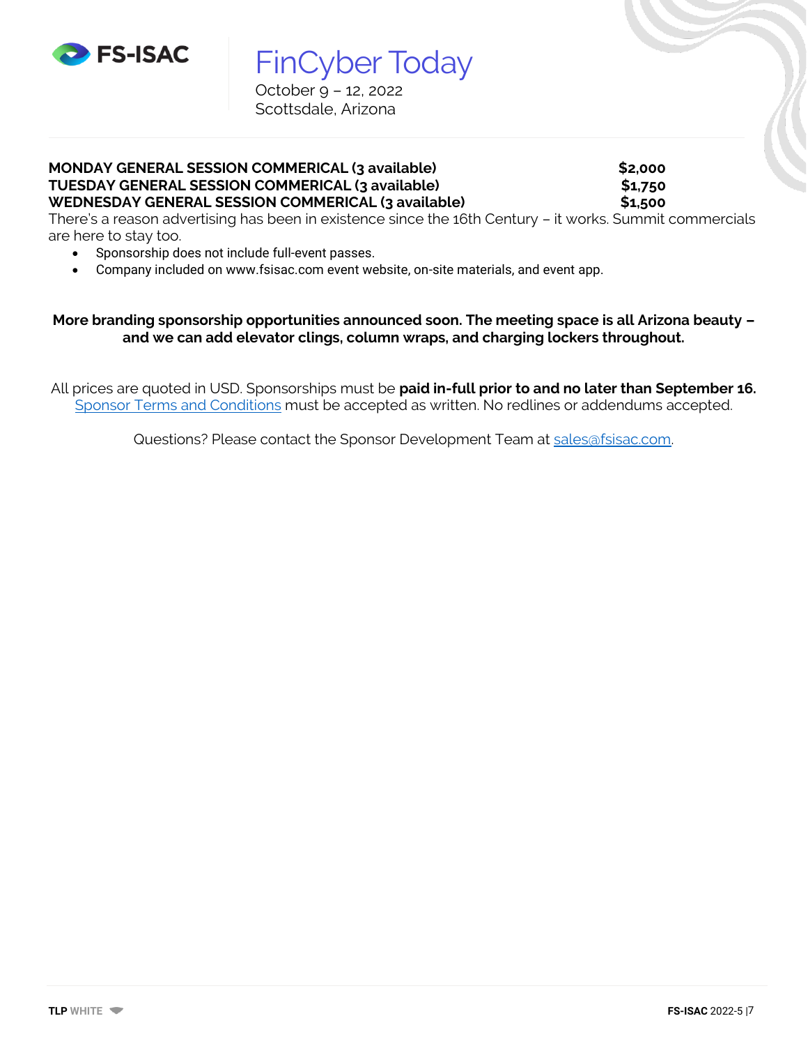FS-ISAC

# FinCyber Today

October 9 – 12, 2022
Scottsdale, Arizona

**MONDAY GENERAL SESSION COMMERICAL (3 available)** **$2,000**
**TUESDAY GENERAL SESSION COMMERICAL (3 available)** **$1,750**
**WEDNESDAY GENERAL SESSION COMMERICAL (3 available)** **$1,500**
There's a reason advertising has been in existence since the 16th Century – it works. Summit commercials are here to stay too.

- Sponsorship does not include full-event passes.
- Company included on www.fsisac.com event website, on-site materials, and event app.

**More branding sponsorship opportunities announced soon. The meeting space is all Arizona beauty – and we can add elevator clings, column wraps, and charging lockers throughout.**

All prices are quoted in USD. Sponsorships must be **paid in-full prior to and no later than September 16.** Sponsor Terms and Conditions must be accepted as written. No redlines or addendums accepted.

Questions? Please contact the Sponsor Development Team at sales@fsisac.com.

TLP WHITE